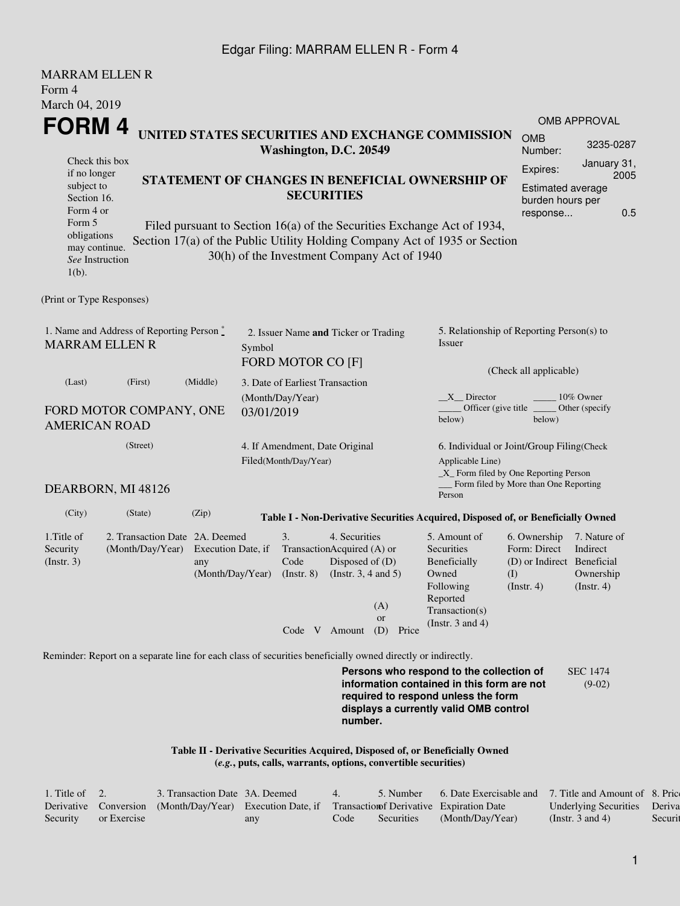MARRAM ELLEN R
Form 4
March 04, 2019

# FORM 4

**UNITED STATES SECURITIES AND EXCHANGE COMMISSION**
**Washington, D.C. 20549**

Check this box if no longer subject to Section 16. Form 4 or Form 5 obligations may continue. *See* Instruction 1(b).

**STATEMENT OF CHANGES IN BENEFICIAL OWNERSHIP OF SECURITIES**

Filed pursuant to Section 16(a) of the Securities Exchange Act of 1934, Section 17(a) of the Public Utility Holding Company Act of 1935 or Section 30(h) of the Investment Company Act of 1940

| OMB APPROVAL | |
|---|---|
| OMB Number: | 3235-0287 |
| Expires: | January 31, 2005 |
| Estimated average burden hours per response... | 0.5 |

(Print or Type Responses)

1. Name and Address of Reporting Person *
MARRAM ELLEN R

(Last) (First) (Middle)

FORD MOTOR COMPANY, ONE AMERICAN ROAD

(Street)

DEARBORN, MI 48126

(City) (State) (Zip)

2. Issuer Name **and** Ticker or Trading Symbol
FORD MOTOR CO [F]

3. Date of Earliest Transaction (Month/Day/Year)
03/01/2019

4. If Amendment, Date Original Filed(Month/Day/Year)

5. Relationship of Reporting Person(s) to Issuer

(Check all applicable)

__X__ Director _____ 10% Owner
_____ Officer (give title below) _____ Other (specify below)

6. Individual or Joint/Group Filing(Check Applicable Line)
_X_ Form filed by One Reporting Person
___ Form filed by More than One Reporting Person

**Table I - Non-Derivative Securities Acquired, Disposed of, or Beneficially Owned**

| 1.Title of Security (Instr. 3) | 2. Transaction Date (Month/Day/Year) | 2A. Deemed Execution Date, if any (Month/Day/Year) | 3. Transaction Code (Instr. 8) | | 4. Securities Acquired (A) or Disposed of (D) (Instr. 3, 4 and 5) | | | 5. Amount of Securities Beneficially Owned Following Reported Transaction(s) (Instr. 3 and 4) | 6. Ownership Form: Direct (D) or Indirect (I) (Instr. 4) | 7. Nature of Indirect Beneficial Ownership (Instr. 4) |
|---|---|---|---|---|---|---|---|---|---|---|
| | | | Code | V | Amount | (A) or (D) | Price | | | |

Reminder: Report on a separate line for each class of securities beneficially owned directly or indirectly.

**Persons who respond to the collection of information contained in this form are not required to respond unless the form displays a currently valid OMB control number.**

SEC 1474 (9-02)

**Table II - Derivative Securities Acquired, Disposed of, or Beneficially Owned**
**(*e.g.*, puts, calls, warrants, options, convertible securities)**

| 1. Title of Derivative Security | 2. Conversion or Exercise | 3. Transaction Date (Month/Day/Year) | 3A. Deemed Execution Date, if any | 4. Transaction Code | 5. Number of Derivative Securities | 6. Date Exercisable and Expiration Date (Month/Day/Year) | 7. Title and Amount of Underlying Securities (Instr. 3 and 4) | 8. Price of Derivative Security |
|---|---|---|---|---|---|---|---|---|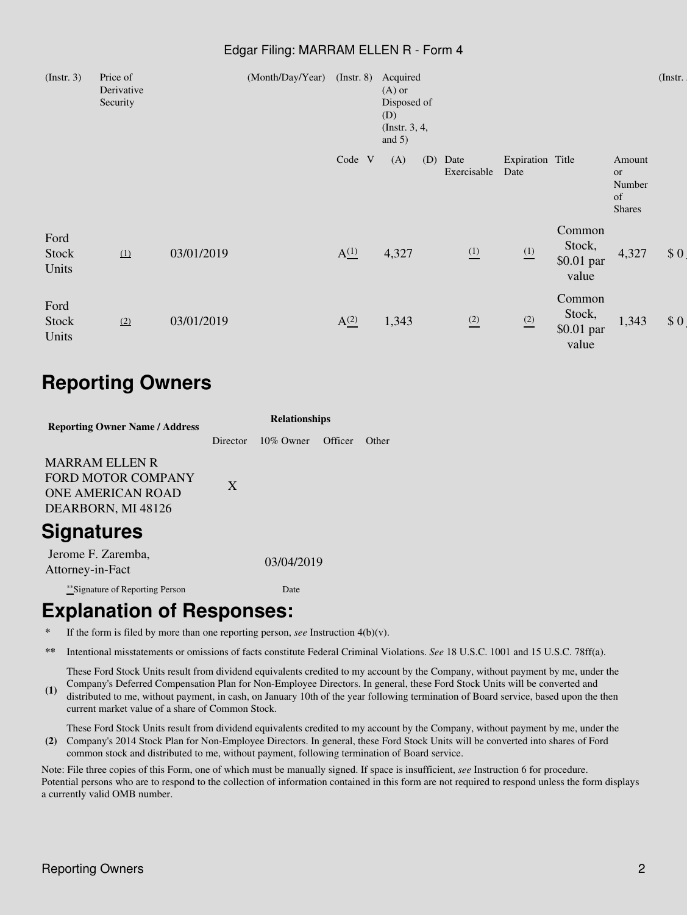| (Instr. 3) | Price of Derivative Security | | (Month/Day/Year) | (Instr. 8) | | Acquired (A) or Disposed of (D) (Instr. 3, 4, and 5) | | | | | | (Instr. |
|---|---|---|---|---|---|---|---|---|---|---|---|---|
| | | | | Code | V | (A) | (D) | Date Exercisable | Expiration Date | Title | Amount or Number of Shares | |
| Ford Stock Units | (1) | 03/01/2019 | | A(1) | | 4,327 | | (1) | (1) | Common Stock, $0.01 par value | 4,327 | $ 0 |
| Ford Stock Units | (2) | 03/01/2019 | | A(2) | | 1,343 | | (2) | (2) | Common Stock, $0.01 par value | 1,343 | $ 0 |

# Reporting Owners

| Reporting Owner Name / Address | Relationships | | | |
|---|---|---|---|---|
| | Director | 10% Owner | Officer | Other |
| MARRAM ELLEN R<br>FORD MOTOR COMPANY<br>ONE AMERICAN ROAD<br>DEARBORN, MI 48126 | X | | | |

# Signatures

| | |
|---|---|
| Jerome F. Zaremba, Attorney-in-Fact | 03/04/2019 |
| **Signature of Reporting Person | Date |

# Explanation of Responses:

\* If the form is filed by more than one reporting person, *see* Instruction 4(b)(v).

** Intentional misstatements or omissions of facts constitute Federal Criminal Violations. *See* 18 U.S.C. 1001 and 15 U.S.C. 78ff(a).

**(1)** These Ford Stock Units result from dividend equivalents credited to my account by the Company, without payment by me, under the Company's Deferred Compensation Plan for Non-Employee Directors. In general, these Ford Stock Units will be converted and distributed to me, without payment, in cash, on January 10th of the year following termination of Board service, based upon the then current market value of a share of Common Stock.

**(2)** These Ford Stock Units result from dividend equivalents credited to my account by the Company, without payment by me, under the Company's 2014 Stock Plan for Non-Employee Directors. In general, these Ford Stock Units will be converted into shares of Ford common stock and distributed to me, without payment, following termination of Board service.

Note: File three copies of this Form, one of which must be manually signed. If space is insufficient, *see* Instruction 6 for procedure.
Potential persons who are to respond to the collection of information contained in this form are not required to respond unless the form displays a currently valid OMB number.